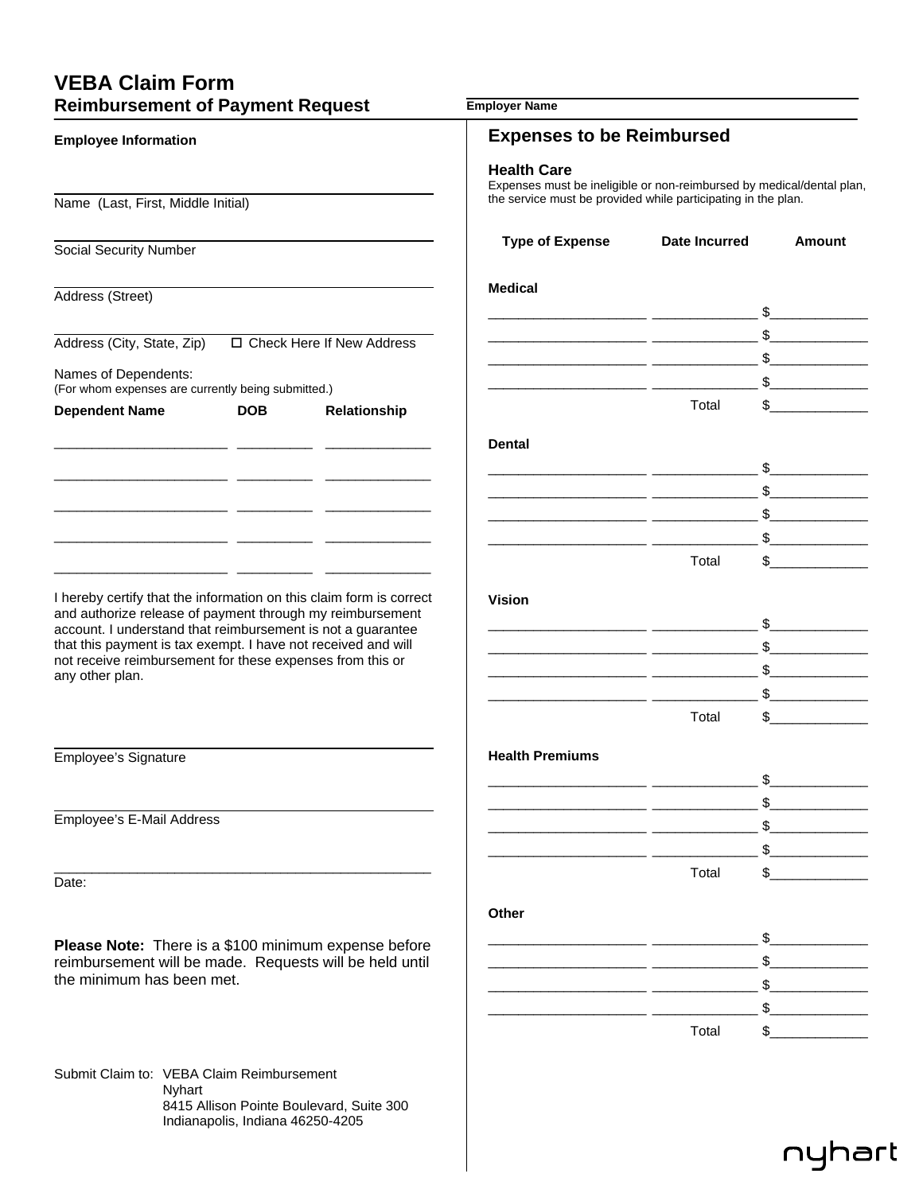# VEBA Claim Form

## Reimbursement of Payment Request

**Employer Name** ______________________________

### Employee Information

______________________________
Name (Last, First, Middle Initial)

______________________________
Social Security Number

______________________________
Address (Street)

______________________________
Address (City, State, Zip)  ☐ Check Here If New Address

Names of Dependents:
(For whom expenses are currently being submitted.)

| Dependent Name | DOB | Relationship |
|---|---|---|
| ____________________ | __________ | _____________ |
| ____________________ | __________ | _____________ |
| ____________________ | __________ | _____________ |
| ____________________ | __________ | _____________ |
| ____________________ | __________ | _____________ |

I hereby certify that the information on this claim form is correct and authorize release of payment through my reimbursement account. I understand that reimbursement is not a guarantee that this payment is tax exempt. I have not received and will not receive reimbursement for these expenses from this or any other plan.

______________________________
Employee's Signature

______________________________
Employee's E-Mail Address

______________________________
Date:

**Please Note:** There is a $100 minimum expense before reimbursement will be made. Requests will be held until the minimum has been met.

Submit Claim to: VEBA Claim Reimbursement
Nyhart
8415 Allison Pointe Boulevard, Suite 300
Indianapolis, Indiana 46250-4205

## Expenses to be Reimbursed

### Health Care

Expenses must be ineligible or non-reimbursed by medical/dental plan, the service must be provided while participating in the plan.

| Type of Expense | Date Incurred | Amount |
|---|---|---|
| **Medical** | | |
| ____________________ | _____________ | $____________ |
| ____________________ | _____________ | $____________ |
| ____________________ | _____________ | $____________ |
| ____________________ | _____________ | $____________ |
| | Total | $____________ |
| **Dental** | | |
| ____________________ | _____________ | $____________ |
| ____________________ | _____________ | $____________ |
| ____________________ | _____________ | $____________ |
| ____________________ | _____________ | $____________ |
| | Total | $____________ |
| **Vision** | | |
| ____________________ | _____________ | $____________ |
| ____________________ | _____________ | $____________ |
| ____________________ | _____________ | $____________ |
| ____________________ | _____________ | $____________ |
| | Total | $____________ |
| **Health Premiums** | | |
| ____________________ | _____________ | $____________ |
| ____________________ | _____________ | $____________ |
| ____________________ | _____________ | $____________ |
| ____________________ | _____________ | $____________ |
| | Total | $____________ |
| **Other** | | |
| ____________________ | _____________ | $____________ |
| ____________________ | _____________ | $____________ |
| ____________________ | _____________ | $____________ |
| ____________________ | _____________ | $____________ |
| | Total | $____________ |

nyhart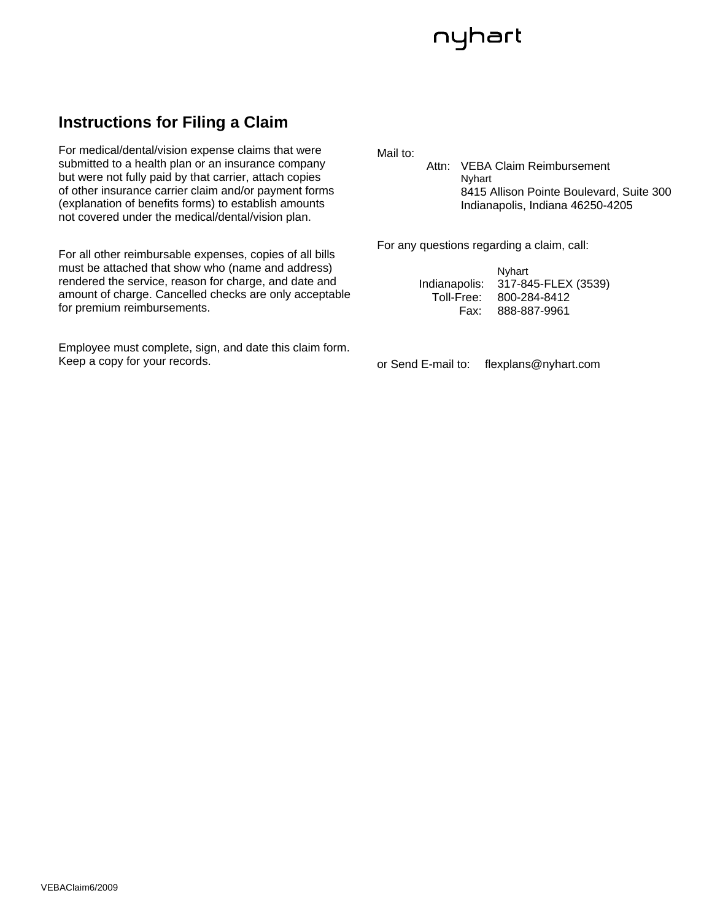nyhart

## Instructions for Filing a Claim

For medical/dental/vision expense claims that were submitted to a health plan or an insurance company but were not fully paid by that carrier, attach copies of other insurance carrier claim and/or payment forms (explanation of benefits forms) to establish amounts not covered under the medical/dental/vision plan.

For all other reimbursable expenses, copies of all bills must be attached that show who (name and address) rendered the service, reason for charge, and date and amount of charge. Cancelled checks are only acceptable for premium reimbursements.

Employee must complete, sign, and date this claim form. Keep a copy for your records.

Mail to:

Attn: VEBA Claim Reimbursement
Nyhart
8415 Allison Pointe Boulevard, Suite 300
Indianapolis, Indiana 46250-4205

For any questions regarding a claim, call:

Nyhart
Indianapolis: 317-845-FLEX (3539)
Toll-Free: 800-284-8412
Fax: 888-887-9961

or Send E-mail to: flexplans@nyhart.com

VEBAClaim6/2009